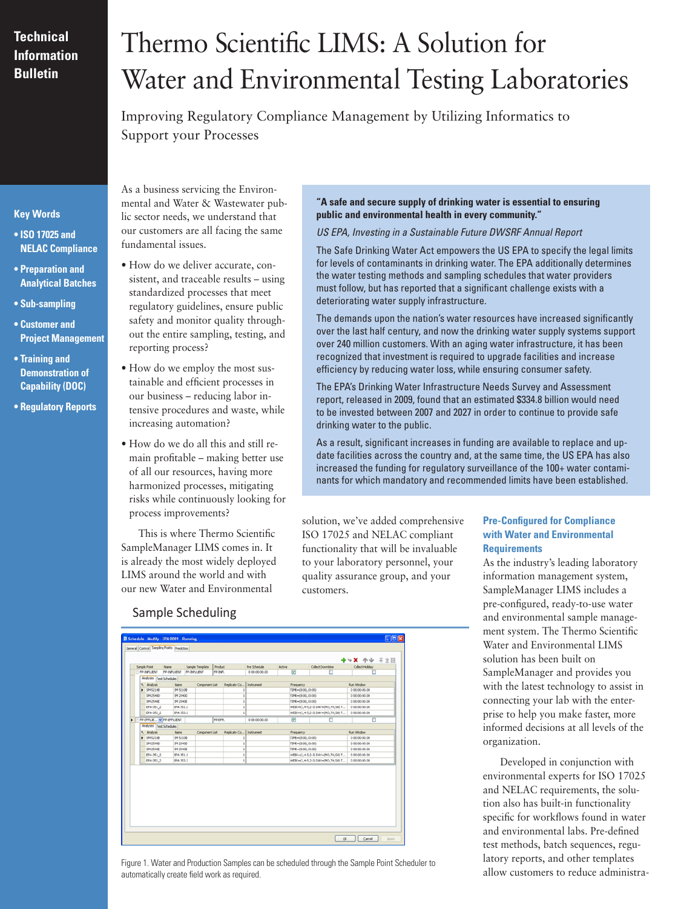Technical Information Bulletin

# Thermo Scientific LIMS: A Solution for Water and Environmental Testing Laboratories

Improving Regulatory Compliance Management by Utilizing Informatics to Support your Processes

**Key Words**

- **ISO 17025 and NELAC Compliance**
- **Preparation and Analytical Batches**
- **Sub-sampling**
- **Customer and Project Management**
- **Training and Demonstration of Capability (DOC)**
- **Regulatory Reports**

As a business servicing the Environmental and Water & Wastewater public sector needs, we understand that our customers are all facing the same fundamental issues.

- How do we deliver accurate, consistent, and traceable results – using standardized processes that meet regulatory guidelines, ensure public safety and monitor quality throughout the entire sampling, testing, and reporting process?
- How do we employ the most sustainable and efficient processes in our business – reducing labor intensive procedures and waste, while increasing automation?
- How do we do all this and still remain profitable – making better use of all our resources, having more harmonized processes, mitigating risks while continuously looking for process improvements?

This is where Thermo Scientific SampleManager LIMS comes in. It is already the most widely deployed LIMS around the world and with our new Water and Environmental solution, we've added comprehensive ISO 17025 and NELAC compliant functionality that will be invaluable to your laboratory personnel, your quality assurance group, and your customers.

**"A safe and secure supply of drinking water is essential to ensuring public and environmental health in every community."**

*US EPA, Investing in a Sustainable Future DWSRF Annual Report*

The Safe Drinking Water Act empowers the US EPA to specify the legal limits for levels of contaminants in drinking water. The EPA additionally determines the water testing methods and sampling schedules that water providers must follow, but has reported that a significant challenge exists with a deteriorating water supply infrastructure.

The demands upon the nation's water resources have increased significantly over the last half century, and now the drinking water supply systems support over 240 million customers. With an aging water infrastructure, it has been recognized that investment is required to upgrade facilities and increase efficiency by reducing water loss, while ensuring consumer safety.

The EPA's Drinking Water Infrastructure Needs Survey and Assessment report, released in 2009, found that an estimated $334.8 billion would need to be invested between 2007 and 2027 in order to continue to provide safe drinking water to the public.

As a result, significant increases in funding are available to replace and update facilities across the country and, at the same time, the US EPA has also increased the funding for regulatory surveillance of the 100+ water contaminants for which mandatory and recommended limits have been established.

## Sample Scheduling

Figure 1. Water and Production Samples can be scheduled through the Sample Point Scheduler to automatically create field work as required.

### Pre-Configured for Compliance with Water and Environmental Requirements

As the industry's leading laboratory information management system, SampleManager LIMS includes a pre-configured, ready-to-use water and environmental sample management system. The Thermo Scientific Water and Environmental LIMS solution has been built on SampleManager and provides you with the latest technology to assist in connecting your lab with the enterprise to help you make faster, more informed decisions at all levels of the organization.

Developed in conjunction with environmental experts for ISO 17025 and NELAC requirements, the solution also has built-in functionality specific for workflows found in water and environmental labs. Pre-defined test methods, batch sequences, regulatory reports, and other templates allow customers to reduce administra-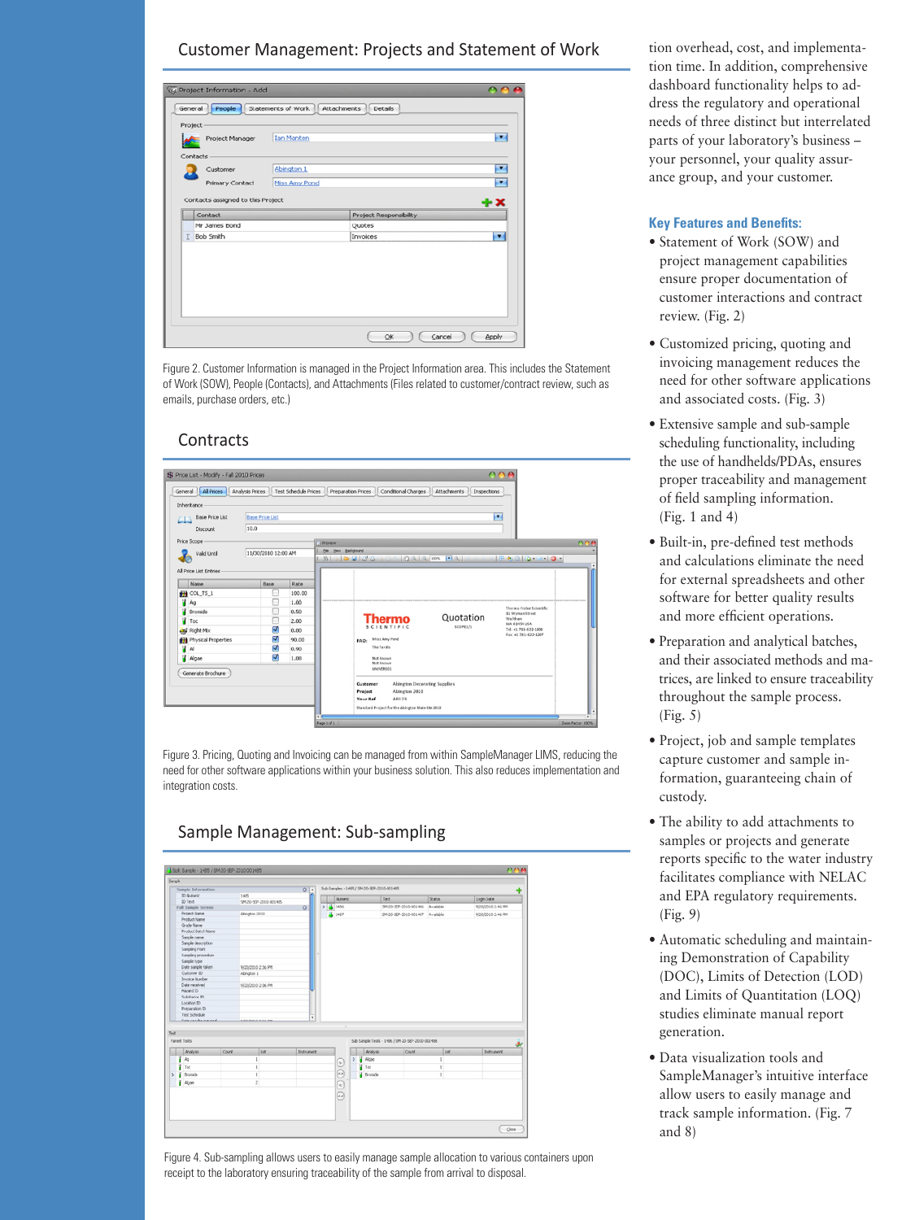## Customer Management: Projects and Statement of Work

Figure 2. Customer Information is managed in the Project Information area. This includes the Statement of Work (SOW), People (Contacts), and Attachments (Files related to customer/contract review, such as emails, purchase orders, etc.)

## Contracts

Figure 3. Pricing, Quoting and Invoicing can be managed from within SampleManager LIMS, reducing the need for other software applications within your business solution. This also reduces implementation and integration costs.

## Sample Management: Sub-sampling

Figure 4. Sub-sampling allows users to easily manage sample allocation to various containers upon receipt to the laboratory ensuring traceability of the sample from arrival to disposal.

tion overhead, cost, and implementation time. In addition, comprehensive dashboard functionality helps to address the regulatory and operational needs of three distinct but interrelated parts of your laboratory's business – your personnel, your quality assurance group, and your customer.

### Key Features and Benefits:

- Statement of Work (SOW) and project management capabilities ensure proper documentation of customer interactions and contract review. (Fig. 2)
- Customized pricing, quoting and invoicing management reduces the need for other software applications and associated costs. (Fig. 3)
- Extensive sample and sub-sample scheduling functionality, including the use of handhelds/PDAs, ensures proper traceability and management of field sampling information. (Fig. 1 and 4)
- Built-in, pre-defined test methods and calculations eliminate the need for external spreadsheets and other software for better quality results and more efficient operations.
- Preparation and analytical batches, and their associated methods and matrices, are linked to ensure traceability throughout the sample process. (Fig. 5)
- Project, job and sample templates capture customer and sample information, guaranteeing chain of custody.
- The ability to add attachments to samples or projects and generate reports specific to the water industry facilitates compliance with NELAC and EPA regulatory requirements. (Fig. 9)
- Automatic scheduling and maintaining Demonstration of Capability (DOC), Limits of Detection (LOD) and Limits of Quantitation (LOQ) studies eliminate manual report generation.
- Data visualization tools and SampleManager's intuitive interface allow users to easily manage and track sample information. (Fig. 7 and 8)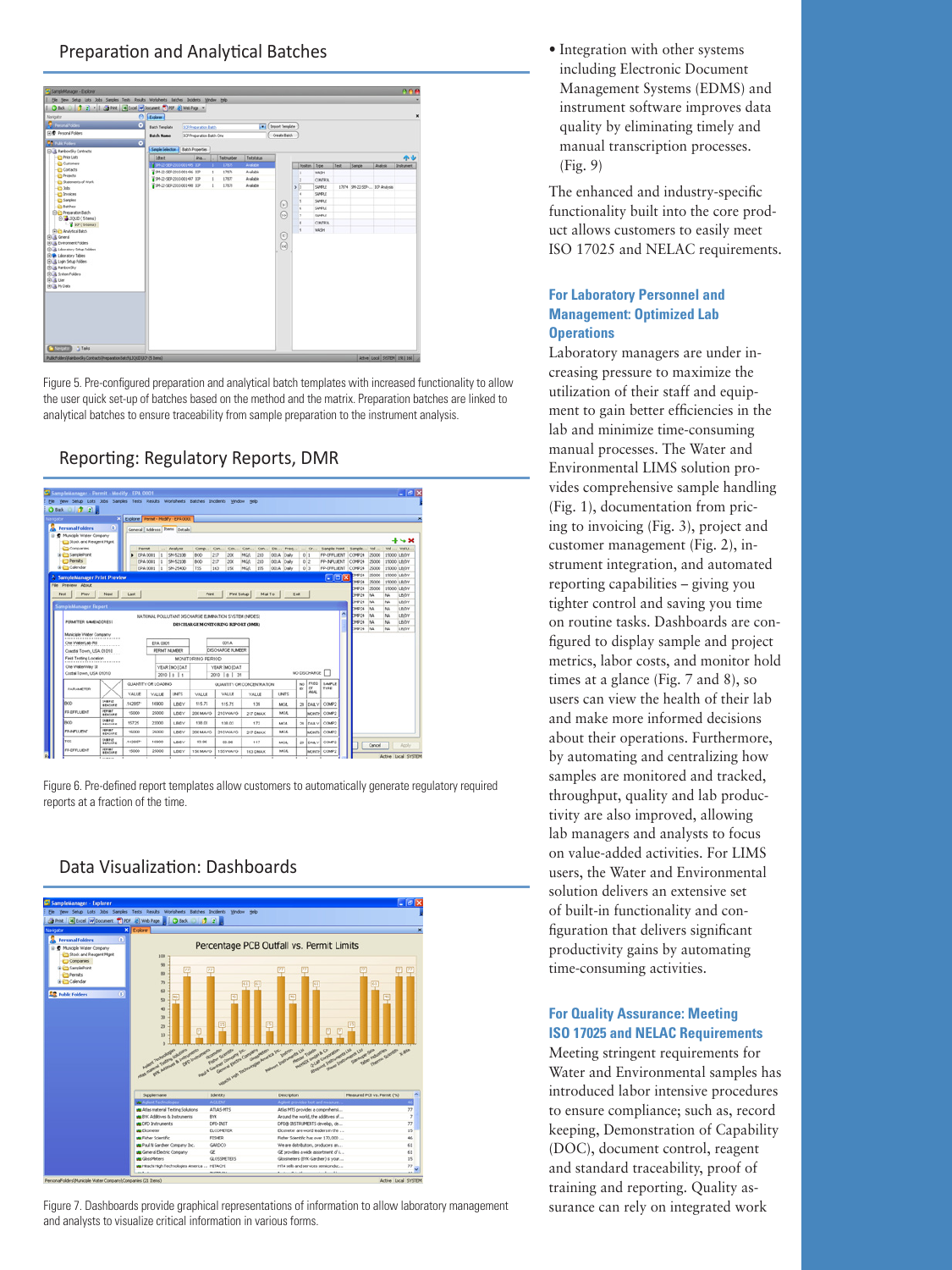## Preparation and Analytical Batches

Figure 5. Pre-configured preparation and analytical batch templates with increased functionality to allow the user quick set-up of batches based on the method and the matrix. Preparation batches are linked to analytical batches to ensure traceability from sample preparation to the instrument analysis.

## Reporting: Regulatory Reports, DMR

Figure 6. Pre-defined report templates allow customers to automatically generate regulatory required reports at a fraction of the time.

## Data Visualization: Dashboards

Figure 7. Dashboards provide graphical representations of information to allow laboratory management and analysts to visualize critical information in various forms.

- Integration with other systems including Electronic Document Management Systems (EDMS) and instrument software improves data quality by eliminating timely and manual transcription processes. (Fig. 9)

The enhanced and industry-specific functionality built into the core product allows customers to easily meet ISO 17025 and NELAC requirements.

### For Laboratory Personnel and Management: Optimized Lab Operations

Laboratory managers are under increasing pressure to maximize the utilization of their staff and equipment to gain better efficiencies in the lab and minimize time-consuming manual processes. The Water and Environmental LIMS solution provides comprehensive sample handling (Fig. 1), documentation from pricing to invoicing (Fig. 3), project and customer management (Fig. 2), instrument integration, and automated reporting capabilities – giving you tighter control and saving you time on routine tasks. Dashboards are configured to display sample and project metrics, labor costs, and monitor hold times at a glance (Fig. 7 and 8), so users can view the health of their lab and make more informed decisions about their operations. Furthermore, by automating and centralizing how samples are monitored and tracked, throughput, quality and lab productivity are also improved, allowing lab managers and analysts to focus on value-added activities. For LIMS users, the Water and Environmental solution delivers an extensive set of built-in functionality and configuration that delivers significant productivity gains by automating time-consuming activities.

### For Quality Assurance: Meeting ISO 17025 and NELAC Requirements

Meeting stringent requirements for Water and Environmental samples has introduced labor intensive procedures to ensure compliance; such as, record keeping, Demonstration of Capability (DOC), document control, reagent and standard traceability, proof of training and reporting. Quality assurance can rely on integrated work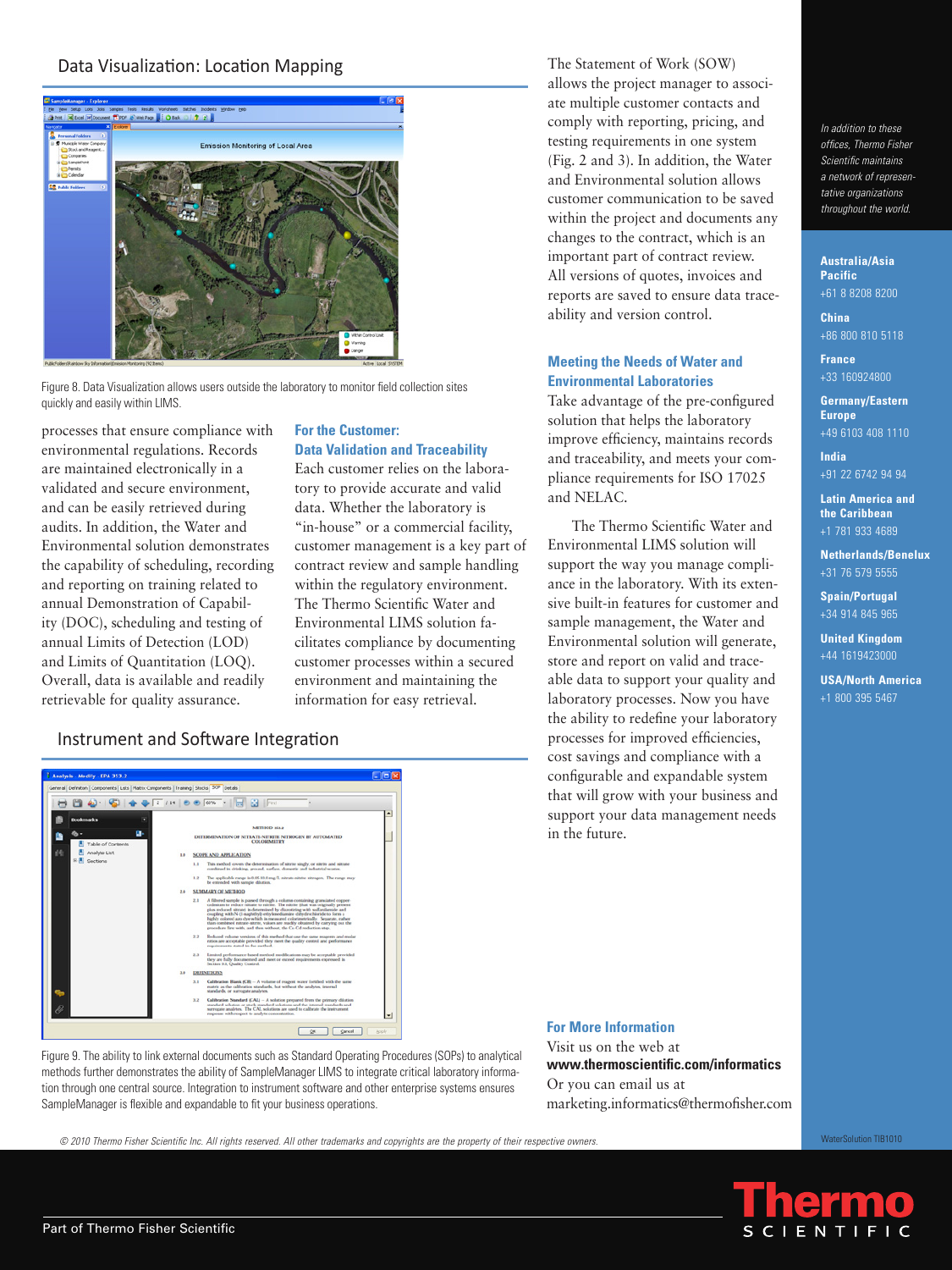## Data Visualization: Location Mapping

Figure 8. Data Visualization allows users outside the laboratory to monitor field collection sites quickly and easily within LIMS.

processes that ensure compliance with environmental regulations. Records are maintained electronically in a validated and secure environment, and can be easily retrieved during audits. In addition, the Water and Environmental solution demonstrates the capability of scheduling, recording and reporting on training related to annual Demonstration of Capability (DOC), scheduling and testing of annual Limits of Detection (LOD) and Limits of Quantitation (LOQ). Overall, data is available and readily retrievable for quality assurance.

### For the Customer: Data Validation and Traceability

Each customer relies on the laboratory to provide accurate and valid data. Whether the laboratory is "in-house" or a commercial facility, customer management is a key part of contract review and sample handling within the regulatory environment. The Thermo Scientific Water and Environmental LIMS solution facilitates compliance by documenting customer processes within a secured environment and maintaining the information for easy retrieval.

## Instrument and Software Integration

Figure 9. The ability to link external documents such as Standard Operating Procedures (SOPs) to analytical methods further demonstrates the ability of SampleManager LIMS to integrate critical laboratory information through one central source. Integration to instrument software and other enterprise systems ensures SampleManager is flexible and expandable to fit your business operations.

The Statement of Work (SOW) allows the project manager to associate multiple customer contacts and comply with reporting, pricing, and testing requirements in one system (Fig. 2 and 3). In addition, the Water and Environmental solution allows customer communication to be saved within the project and documents any changes to the contract, which is an important part of contract review. All versions of quotes, invoices and reports are saved to ensure data traceability and version control.

### Meeting the Needs of Water and Environmental Laboratories

Take advantage of the pre-configured solution that helps the laboratory improve efficiency, maintains records and traceability, and meets your compliance requirements for ISO 17025 and NELAC.

The Thermo Scientific Water and Environmental LIMS solution will support the way you manage compliance in the laboratory. With its extensive built-in features for customer and sample management, the Water and Environmental solution will generate, store and report on valid and traceable data to support your quality and laboratory processes. Now you have the ability to redefine your laboratory processes for improved efficiencies, cost savings and compliance with a configurable and expandable system that will grow with your business and support your data management needs in the future.

### For More Information

Visit us on the web at
**www.thermoscientific.com/informatics**
Or you can email us at
marketing.informatics@thermofisher.com

*In addition to these offices, Thermo Fisher Scientific maintains a network of representative organizations throughout the world.*

**Australia/Asia Pacific**
+61 8 8208 8200

**China**
+86 800 810 5118

**France**
+33 160924800

**Germany/Eastern Europe**
+49 6103 408 1110

**India**
+91 22 6742 94 94

**Latin America and the Caribbean**
+1 781 933 4689

**Netherlands/Benelux**
+31 76 579 5555

**Spain/Portugal**
+34 914 845 965

**United Kingdom**
+44 1619423000

**USA/North America**
+1 800 395 5467

*© 2010 Thermo Fisher Scientific Inc. All rights reserved. All other trademarks and copyrights are the property of their respective owners.*

WaterSolution TIB1010

Part of Thermo Fisher Scientific

Thermo SCIENTIFIC